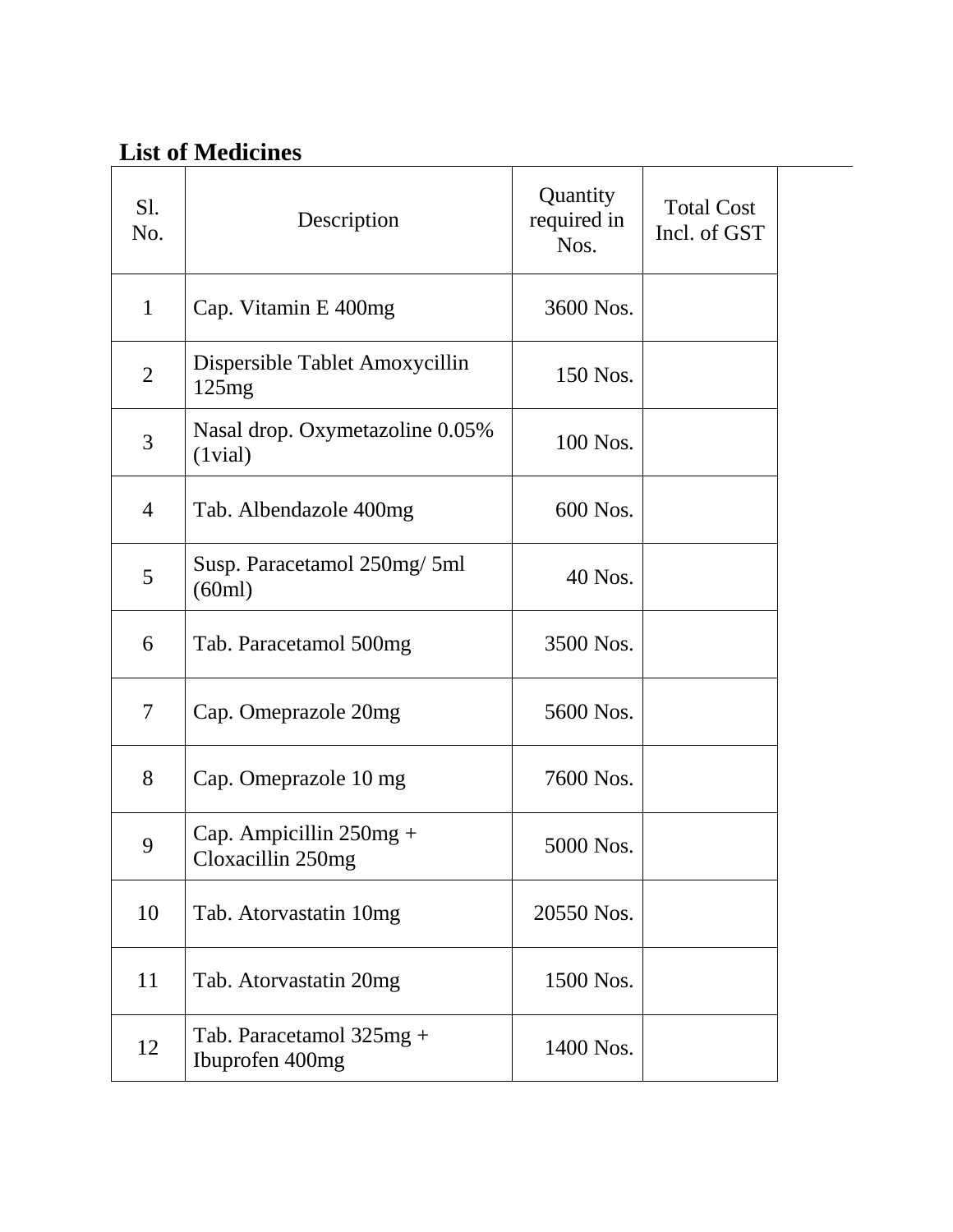## List of Medicines

| Sl. No. | Description | Quantity required in Nos. | Total Cost Incl. of GST |
|---|---|---|---|
| 1 | Cap. Vitamin E 400mg | 3600 Nos. | |
| 2 | Dispersible Tablet Amoxycillin 125mg | 150 Nos. | |
| 3 | Nasal drop. Oxymetazoline 0.05% (1vial) | 100 Nos. | |
| 4 | Tab. Albendazole 400mg | 600 Nos. | |
| 5 | Susp. Paracetamol 250mg/ 5ml (60ml) | 40 Nos. | |
| 6 | Tab. Paracetamol 500mg | 3500 Nos. | |
| 7 | Cap. Omeprazole 20mg | 5600 Nos. | |
| 8 | Cap. Omeprazole 10 mg | 7600 Nos. | |
| 9 | Cap. Ampicillin 250mg + Cloxacillin 250mg | 5000 Nos. | |
| 10 | Tab. Atorvastatin 10mg | 20550 Nos. | |
| 11 | Tab. Atorvastatin 20mg | 1500 Nos. | |
| 12 | Tab. Paracetamol 325mg + Ibuprofen 400mg | 1400 Nos. | |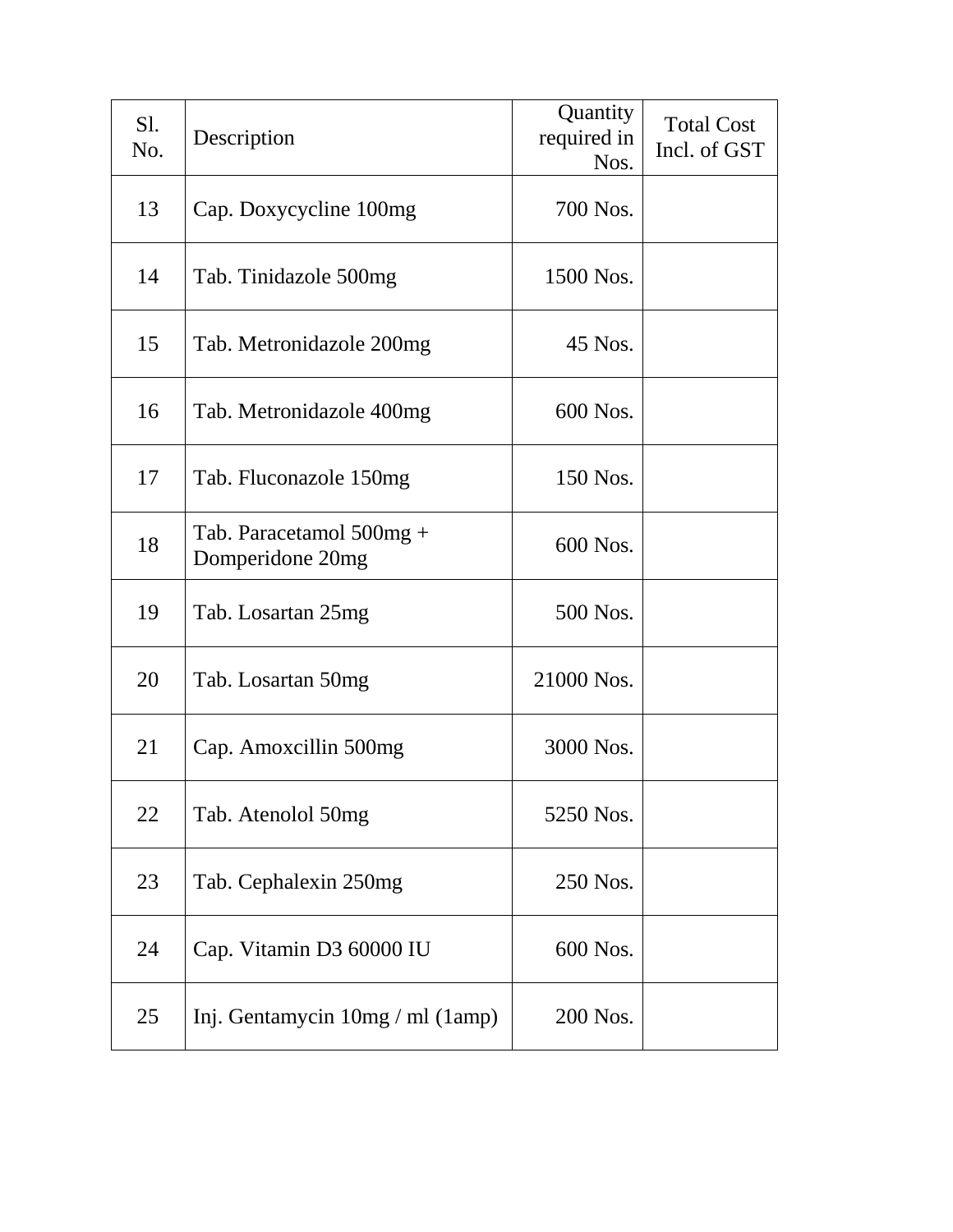| Sl. No. | Description | Quantity required in Nos. | Total Cost Incl. of GST |
|---|---|---|---|
| 13 | Cap. Doxycycline 100mg | 700 Nos. | |
| 14 | Tab. Tinidazole 500mg | 1500 Nos. | |
| 15 | Tab. Metronidazole 200mg | 45 Nos. | |
| 16 | Tab. Metronidazole 400mg | 600 Nos. | |
| 17 | Tab. Fluconazole 150mg | 150 Nos. | |
| 18 | Tab. Paracetamol 500mg + Domperidone 20mg | 600 Nos. | |
| 19 | Tab. Losartan 25mg | 500 Nos. | |
| 20 | Tab. Losartan 50mg | 21000 Nos. | |
| 21 | Cap. Amoxcillin 500mg | 3000 Nos. | |
| 22 | Tab. Atenolol 50mg | 5250 Nos. | |
| 23 | Tab. Cephalexin 250mg | 250 Nos. | |
| 24 | Cap. Vitamin D3 60000 IU | 600 Nos. | |
| 25 | Inj. Gentamycin 10mg / ml (1amp) | 200 Nos. | |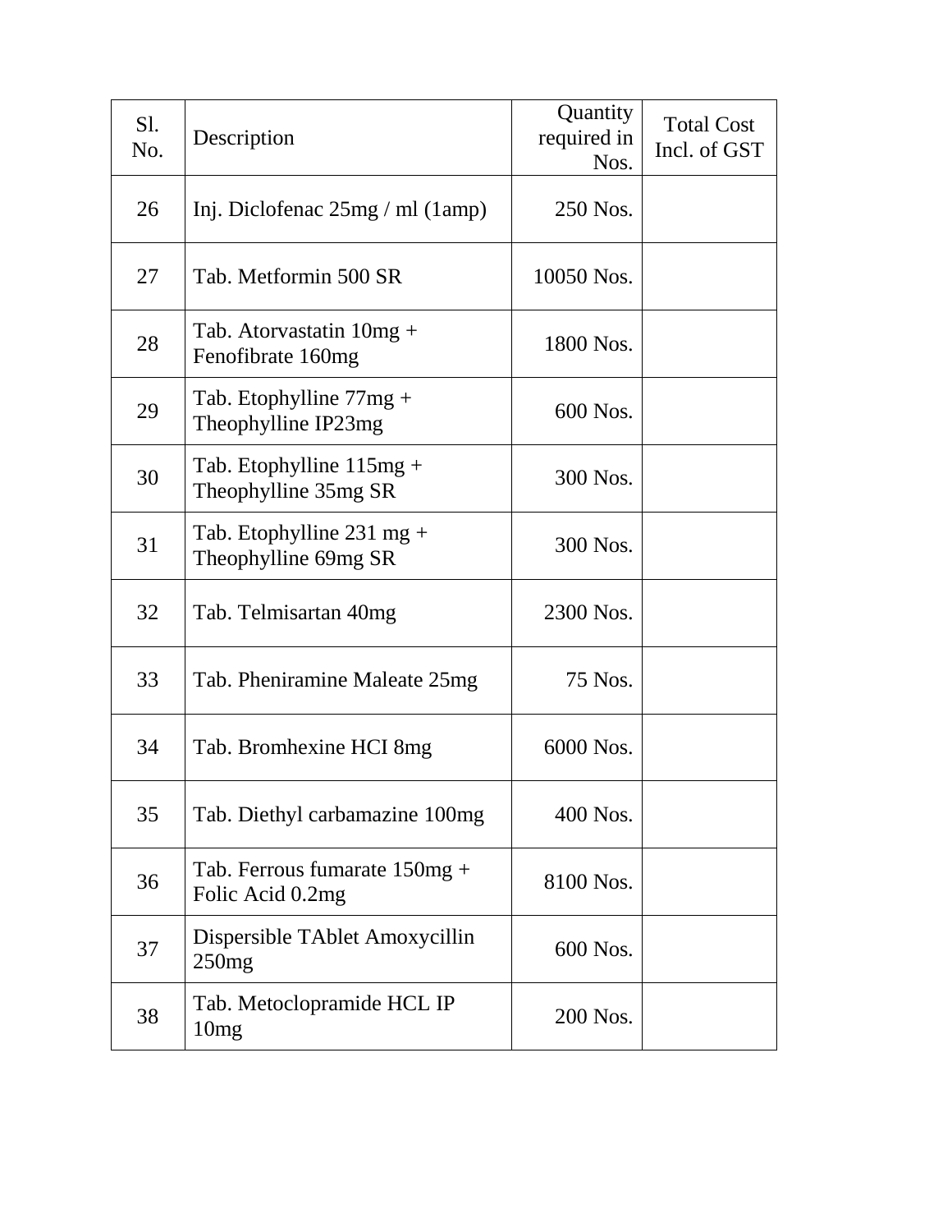| Sl. No. | Description | Quantity required in Nos. | Total Cost Incl. of GST |
|---|---|---|---|
| 26 | Inj. Diclofenac 25mg / ml (1amp) | 250 Nos. | |
| 27 | Tab. Metformin 500 SR | 10050 Nos. | |
| 28 | Tab. Atorvastatin 10mg + Fenofibrate 160mg | 1800 Nos. | |
| 29 | Tab. Etophylline 77mg + Theophylline IP23mg | 600 Nos. | |
| 30 | Tab. Etophylline 115mg + Theophylline 35mg SR | 300 Nos. | |
| 31 | Tab. Etophylline 231 mg + Theophylline 69mg SR | 300 Nos. | |
| 32 | Tab. Telmisartan 40mg | 2300 Nos. | |
| 33 | Tab. Pheniramine Maleate 25mg | 75 Nos. | |
| 34 | Tab. Bromhexine HCI 8mg | 6000 Nos. | |
| 35 | Tab. Diethyl carbamazine 100mg | 400 Nos. | |
| 36 | Tab. Ferrous fumarate 150mg + Folic Acid 0.2mg | 8100 Nos. | |
| 37 | Dispersible TAblet Amoxycillin 250mg | 600 Nos. | |
| 38 | Tab. Metoclopramide HCL IP 10mg | 200 Nos. | |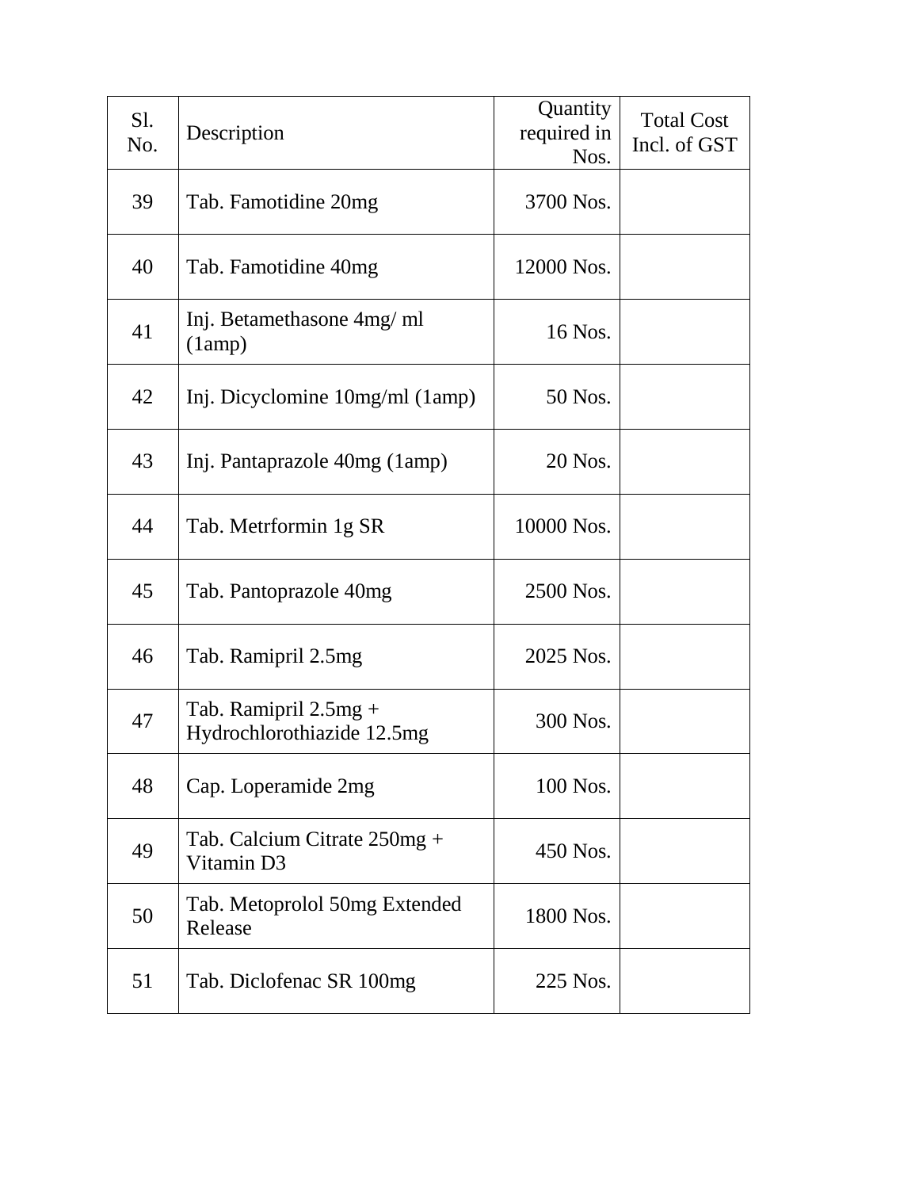| Sl. No. | Description | Quantity required in Nos. | Total Cost Incl. of GST |
|---|---|---|---|
| 39 | Tab. Famotidine 20mg | 3700 Nos. | |
| 40 | Tab. Famotidine 40mg | 12000 Nos. | |
| 41 | Inj. Betamethasone 4mg/ ml (1amp) | 16 Nos. | |
| 42 | Inj. Dicyclomine 10mg/ml (1amp) | 50 Nos. | |
| 43 | Inj. Pantaprazole 40mg (1amp) | 20 Nos. | |
| 44 | Tab. Metrformin 1g SR | 10000 Nos. | |
| 45 | Tab. Pantoprazole 40mg | 2500 Nos. | |
| 46 | Tab. Ramipril 2.5mg | 2025 Nos. | |
| 47 | Tab. Ramipril 2.5mg + Hydrochlorothiazide 12.5mg | 300 Nos. | |
| 48 | Cap. Loperamide 2mg | 100 Nos. | |
| 49 | Tab. Calcium Citrate 250mg + Vitamin D3 | 450 Nos. | |
| 50 | Tab. Metoprolol 50mg Extended Release | 1800 Nos. | |
| 51 | Tab. Diclofenac SR 100mg | 225 Nos. | |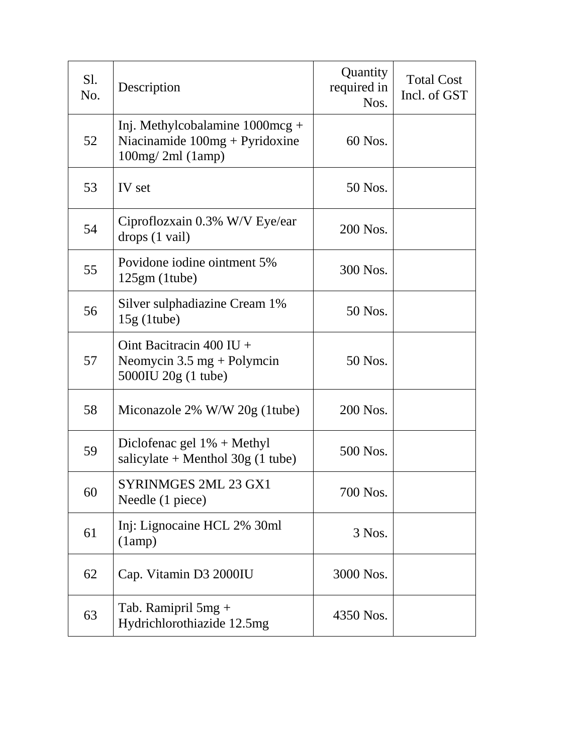| Sl. No. | Description | Quantity required in Nos. | Total Cost Incl. of GST |
|---|---|---|---|
| 52 | Inj. Methylcobalamine 1000mcg + Niacinamide 100mg + Pyridoxine 100mg/ 2ml (1amp) | 60 Nos. | |
| 53 | IV set | 50 Nos. | |
| 54 | Ciproflozxain 0.3% W/V Eye/ear drops (1 vail) | 200 Nos. | |
| 55 | Povidone iodine ointment 5% 125gm (1tube) | 300 Nos. | |
| 56 | Silver sulphadiazine Cream 1% 15g (1tube) | 50 Nos. | |
| 57 | Oint Bacitracin 400 IU + Neomycin 3.5 mg + Polymcin 5000IU 20g (1 tube) | 50 Nos. | |
| 58 | Miconazole 2% W/W 20g (1tube) | 200 Nos. | |
| 59 | Diclofenac gel 1% + Methyl salicylate + Menthol 30g (1 tube) | 500 Nos. | |
| 60 | SYRINMGES 2ML 23 GX1 Needle (1 piece) | 700 Nos. | |
| 61 | Inj: Lignocaine HCL 2% 30ml (1amp) | 3 Nos. | |
| 62 | Cap. Vitamin D3 2000IU | 3000 Nos. | |
| 63 | Tab. Ramipril 5mg + Hydrichlorothiazide 12.5mg | 4350 Nos. | |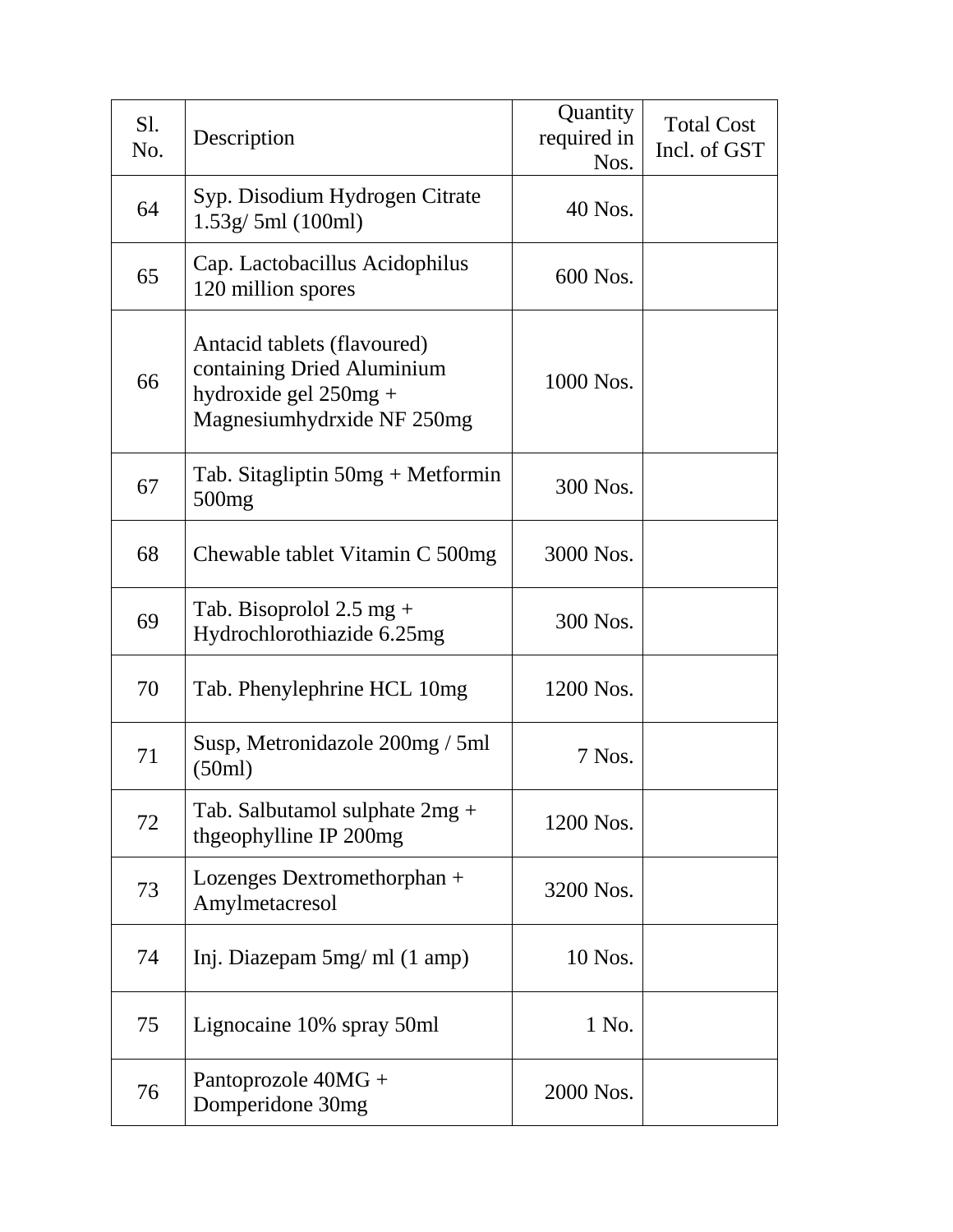| Sl. No. | Description | Quantity required in Nos. | Total Cost Incl. of GST |
|---|---|---|---|
| 64 | Syp. Disodium Hydrogen Citrate 1.53g/ 5ml (100ml) | 40 Nos. | |
| 65 | Cap. Lactobacillus Acidophilus 120 million spores | 600 Nos. | |
| 66 | Antacid tablets (flavoured) containing Dried Aluminium hydroxide gel 250mg + Magnesiumhydrxide NF 250mg | 1000 Nos. | |
| 67 | Tab. Sitagliptin 50mg + Metformin 500mg | 300 Nos. | |
| 68 | Chewable tablet Vitamin C 500mg | 3000 Nos. | |
| 69 | Tab. Bisoprolol 2.5 mg + Hydrochlorothiazide 6.25mg | 300 Nos. | |
| 70 | Tab. Phenylephrine HCL 10mg | 1200 Nos. | |
| 71 | Susp, Metronidazole 200mg / 5ml (50ml) | 7 Nos. | |
| 72 | Tab. Salbutamol sulphate 2mg + thgeophylline IP 200mg | 1200 Nos. | |
| 73 | Lozenges Dextromethorphan + Amylmetacresol | 3200 Nos. | |
| 74 | Inj. Diazepam 5mg/ ml (1 amp) | 10 Nos. | |
| 75 | Lignocaine 10% spray 50ml | 1 No. | |
| 76 | Pantoprozole 40MG + Domperidone 30mg | 2000 Nos. | |